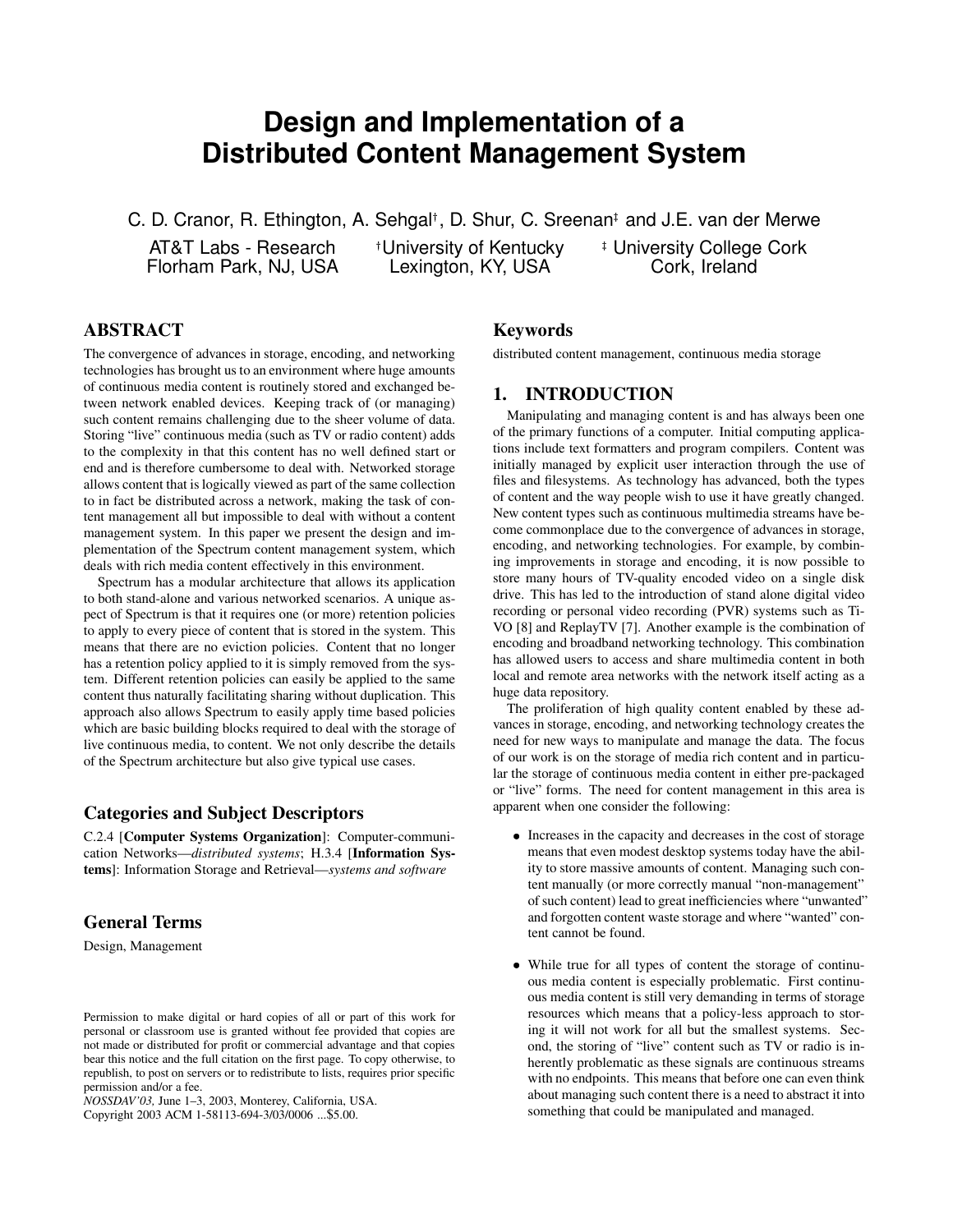# Design and Implementation of a Distributed Content Management System

C. D. Cranor, R. Ethington, A. Sehgal[†], D. Shur, C. Sreenan[‡] and J.E. van der Merwe

AT&T Labs - Research, Florham Park, NJ, USA
[†]University of Kentucky, Lexington, KY, USA
[‡] University College Cork, Cork, Ireland

## ABSTRACT

The convergence of advances in storage, encoding, and networking technologies has brought us to an environment where huge amounts of continuous media content is routinely stored and exchanged between network enabled devices. Keeping track of (or managing) such content remains challenging due to the sheer volume of data. Storing "live" continuous media (such as TV or radio content) adds to the complexity in that this content has no well defined start or end and is therefore cumbersome to deal with. Networked storage allows content that is logically viewed as part of the same collection to in fact be distributed across a network, making the task of content management all but impossible to deal with without a content management system. In this paper we present the design and implementation of the Spectrum content management system, which deals with rich media content effectively in this environment.

Spectrum has a modular architecture that allows its application to both stand-alone and various networked scenarios. A unique aspect of Spectrum is that it requires one (or more) retention policies to apply to every piece of content that is stored in the system. This means that there are no eviction policies. Content that no longer has a retention policy applied to it is simply removed from the system. Different retention policies can easily be applied to the same content thus naturally facilitating sharing without duplication. This approach also allows Spectrum to easily apply time based policies which are basic building blocks required to deal with the storage of live continuous media, to content. We not only describe the details of the Spectrum architecture but also give typical use cases.

## Categories and Subject Descriptors

C.2.4 [**Computer Systems Organization**]: Computer-communication Networks—*distributed systems*; H.3.4 [**Information Systems**]: Information Storage and Retrieval—*systems and software*

## General Terms

Design, Management

Permission to make digital or hard copies of all or part of this work for personal or classroom use is granted without fee provided that copies are not made or distributed for profit or commercial advantage and that copies bear this notice and the full citation on the first page. To copy otherwise, to republish, to post on servers or to redistribute to lists, requires prior specific permission and/or a fee.
*NOSSDAV'03,* June 1–3, 2003, Monterey, California, USA.
Copyright 2003 ACM 1-58113-694-3/03/0006 ...$5.00.

## Keywords

distributed content management, continuous media storage

## 1. INTRODUCTION

Manipulating and managing content is and has always been one of the primary functions of a computer. Initial computing applications include text formatters and program compilers. Content was initially managed by explicit user interaction through the use of files and filesystems. As technology has advanced, both the types of content and the way people wish to use it have greatly changed. New content types such as continuous multimedia streams have become commonplace due to the convergence of advances in storage, encoding, and networking technologies. For example, by combining improvements in storage and encoding, it is now possible to store many hours of TV-quality encoded video on a single disk drive. This has led to the introduction of stand alone digital video recording or personal video recording (PVR) systems such as TiVO [8] and ReplayTV [7]. Another example is the combination of encoding and broadband networking technology. This combination has allowed users to access and share multimedia content in both local and remote area networks with the network itself acting as a huge data repository.

The proliferation of high quality content enabled by these advances in storage, encoding, and networking technology creates the need for new ways to manipulate and manage the data. The focus of our work is on the storage of media rich content and in particular the storage of continuous media content in either pre-packaged or "live" forms. The need for content management in this area is apparent when one consider the following:

- Increases in the capacity and decreases in the cost of storage means that even modest desktop systems today have the ability to store massive amounts of content. Managing such content manually (or more correctly manual "non-management" of such content) lead to great inefficiencies where "unwanted" and forgotten content waste storage and where "wanted" content cannot be found.

- While true for all types of content the storage of continuous media content is especially problematic. First continuous media content is still very demanding in terms of storage resources which means that a policy-less approach to storing it will not work for all but the smallest systems. Second, the storing of "live" content such as TV or radio is inherently problematic as these signals are continuous streams with no endpoints. This means that before one can even think about managing such content there is a need to abstract it into something that could be manipulated and managed.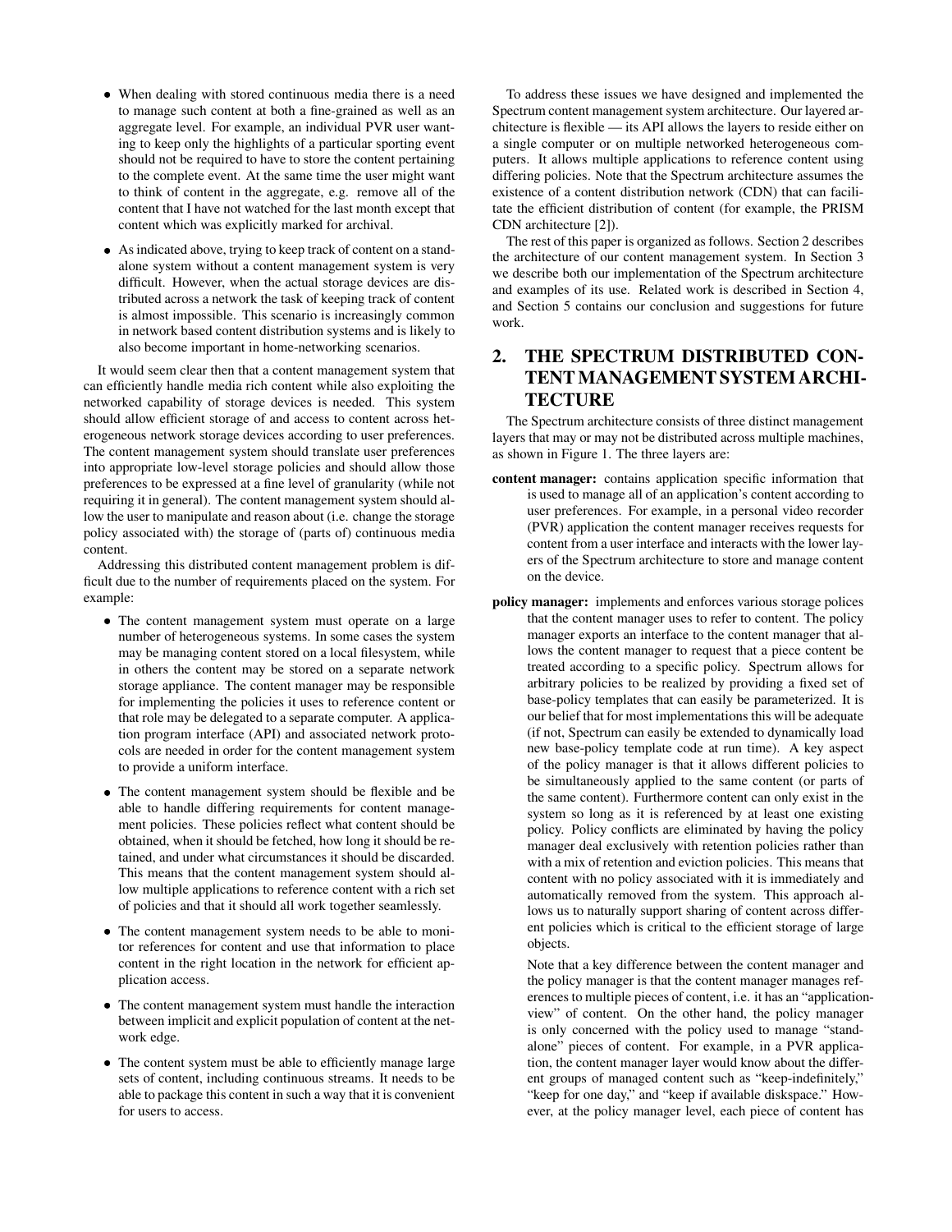- When dealing with stored continuous media there is a need to manage such content at both a fine-grained as well as an aggregate level. For example, an individual PVR user wanting to keep only the highlights of a particular sporting event should not be required to have to store the content pertaining to the complete event. At the same time the user might want to think of content in the aggregate, e.g. remove all of the content that I have not watched for the last month except that content which was explicitly marked for archival.
- As indicated above, trying to keep track of content on a standalone system without a content management system is very difficult. However, when the actual storage devices are distributed across a network the task of keeping track of content is almost impossible. This scenario is increasingly common in network based content distribution systems and is likely to also become important in home-networking scenarios.

It would seem clear then that a content management system that can efficiently handle media rich content while also exploiting the networked capability of storage devices is needed. This system should allow efficient storage of and access to content across heterogeneous network storage devices according to user preferences. The content management system should translate user preferences into appropriate low-level storage policies and should allow those preferences to be expressed at a fine level of granularity (while not requiring it in general). The content management system should allow the user to manipulate and reason about (i.e. change the storage policy associated with) the storage of (parts of) continuous media content.

Addressing this distributed content management problem is difficult due to the number of requirements placed on the system. For example:

- The content management system must operate on a large number of heterogeneous systems. In some cases the system may be managing content stored on a local filesystem, while in others the content may be stored on a separate network storage appliance. The content manager may be responsible for implementing the policies it uses to reference content or that role may be delegated to a separate computer. A application program interface (API) and associated network protocols are needed in order for the content management system to provide a uniform interface.
- The content management system should be flexible and be able to handle differing requirements for content management policies. These policies reflect what content should be obtained, when it should be fetched, how long it should be retained, and under what circumstances it should be discarded. This means that the content management system should allow multiple applications to reference content with a rich set of policies and that it should all work together seamlessly.
- The content management system needs to be able to monitor references for content and use that information to place content in the right location in the network for efficient application access.
- The content management system must handle the interaction between implicit and explicit population of content at the network edge.
- The content system must be able to efficiently manage large sets of content, including continuous streams. It needs to be able to package this content in such a way that it is convenient for users to access.

To address these issues we have designed and implemented the Spectrum content management system architecture. Our layered architecture is flexible — its API allows the layers to reside either on a single computer or on multiple networked heterogeneous computers. It allows multiple applications to reference content using differing policies. Note that the Spectrum architecture assumes the existence of a content distribution network (CDN) that can facilitate the efficient distribution of content (for example, the PRISM CDN architecture [2]).

The rest of this paper is organized as follows. Section 2 describes the architecture of our content management system. In Section 3 we describe both our implementation of the Spectrum architecture and examples of its use. Related work is described in Section 4, and Section 5 contains our conclusion and suggestions for future work.

## 2. THE SPECTRUM DISTRIBUTED CONTENT MANAGEMENT SYSTEM ARCHITECTURE

The Spectrum architecture consists of three distinct management layers that may or may not be distributed across multiple machines, as shown in Figure 1. The three layers are:

**content manager:** contains application specific information that is used to manage all of an application's content according to user preferences. For example, in a personal video recorder (PVR) application the content manager receives requests for content from a user interface and interacts with the lower layers of the Spectrum architecture to store and manage content on the device.

**policy manager:** implements and enforces various storage polices that the content manager uses to refer to content. The policy manager exports an interface to the content manager that allows the content manager to request that a piece content be treated according to a specific policy. Spectrum allows for arbitrary policies to be realized by providing a fixed set of base-policy templates that can easily be parameterized. It is our belief that for most implementations this will be adequate (if not, Spectrum can easily be extended to dynamically load new base-policy template code at run time). A key aspect of the policy manager is that it allows different policies to be simultaneously applied to the same content (or parts of the same content). Furthermore content can only exist in the system so long as it is referenced by at least one existing policy. Policy conflicts are eliminated by having the policy manager deal exclusively with retention policies rather than with a mix of retention and eviction policies. This means that content with no policy associated with it is immediately and automatically removed from the system. This approach allows us to naturally support sharing of content across different policies which is critical to the efficient storage of large objects.

Note that a key difference between the content manager and the policy manager is that the content manager manages references to multiple pieces of content, i.e. it has an "application-view" of content. On the other hand, the policy manager is only concerned with the policy used to manage "standalone" pieces of content. For example, in a PVR application, the content manager layer would know about the different groups of managed content such as "keep-indefinitely," "keep for one day," and "keep if available diskspace." However, at the policy manager level, each piece of content has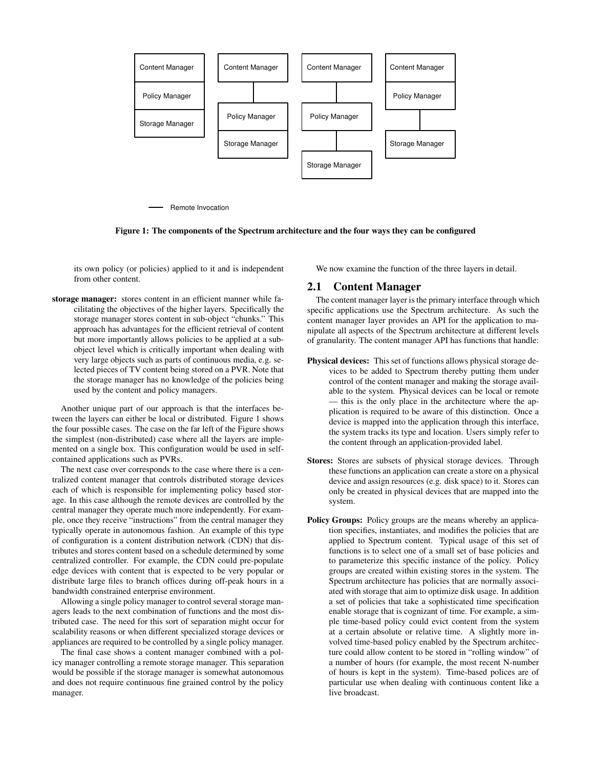Content Manager | Content Manager | Content Manager | Content Manager
Policy Manager | Policy Manager | Policy Manager | Policy Manager
Storage Manager | Storage Manager | Storage Manager | Storage Manager

Remote Invocation

**Figure 1: The components of the Spectrum architecture and the four ways they can be configured**

its own policy (or policies) applied to it and is independent from other content.

**storage manager:** stores content in an efficient manner while facilitating the objectives of the higher layers. Specifically the storage manager stores content in sub-object "chunks." This approach has advantages for the efficient retrieval of content but more importantly allows policies to be applied at a sub-object level which is critically important when dealing with very large objects such as parts of continuous media, e.g. selected pieces of TV content being stored on a PVR. Note that the storage manager has no knowledge of the policies being used by the content and policy managers.

Another unique part of our approach is that the interfaces between the layers can either be local or distributed. Figure 1 shows the four possible cases. The case on the far left of the Figure shows the simplest (non-distributed) case where all the layers are implemented on a single box. This configuration would be used in self-contained applications such as PVRs.

The next case over corresponds to the case where there is a centralized content manager that controls distributed storage devices each of which is responsible for implementing policy based storage. In this case although the remote devices are controlled by the central manager they operate much more independently. For example, once they receive "instructions" from the central manager they typically operate in autonomous fashion. An example of this type of configuration is a content distribution network (CDN) that distributes and stores content based on a schedule determined by some centralized controller. For example, the CDN could pre-populate edge devices with content that is expected to be very popular or distribute large files to branch offices during off-peak hours in a bandwidth constrained enterprise environment.

Allowing a single policy manager to control several storage managers leads to the next combination of functions and the most distributed case. The need for this sort of separation might occur for scalability reasons or when different specialized storage devices or appliances are required to be controlled by a single policy manager.

The final case shows a content manager combined with a policy manager controlling a remote storage manager. This separation would be possible if the storage manager is somewhat autonomous and does not require continuous fine grained control by the policy manager.

We now examine the function of the three layers in detail.

## 2.1 Content Manager

The content manager layer is the primary interface through which specific applications use the Spectrum architecture. As such the content manager layer provides an API for the application to manipulate all aspects of the Spectrum architecture at different levels of granularity. The content manager API has functions that handle:

**Physical devices:** This set of functions allows physical storage devices to be added to Spectrum thereby putting them under control of the content manager and making the storage available to the system. Physical devices can be local or remote — this is the only place in the architecture where the application is required to be aware of this distinction. Once a device is mapped into the application through this interface, the system tracks its type and location. Users simply refer to the content through an application-provided label.

**Stores:** Stores are subsets of physical storage devices. Through these functions an application can create a store on a physical device and assign resources (e.g. disk space) to it. Stores can only be created in physical devices that are mapped into the system.

**Policy Groups:** Policy groups are the means whereby an application specifies, instantiates, and modifies the policies that are applied to Spectrum content. Typical usage of this set of functions is to select one of a small set of base policies and to parameterize this specific instance of the policy. Policy groups are created within existing stores in the system. The Spectrum architecture has policies that are normally associated with storage that aim to optimize disk usage. In addition a set of policies that take a sophisticated time specification enable storage that is cognizant of time. For example, a simple time-based policy could evict content from the system at a certain absolute or relative time. A slightly more involved time-based policy enabled by the Spectrum architecture could allow content to be stored in "rolling window" of a number of hours (for example, the most recent N-number of hours is kept in the system). Time-based polices are of particular use when dealing with continuous content like a live broadcast.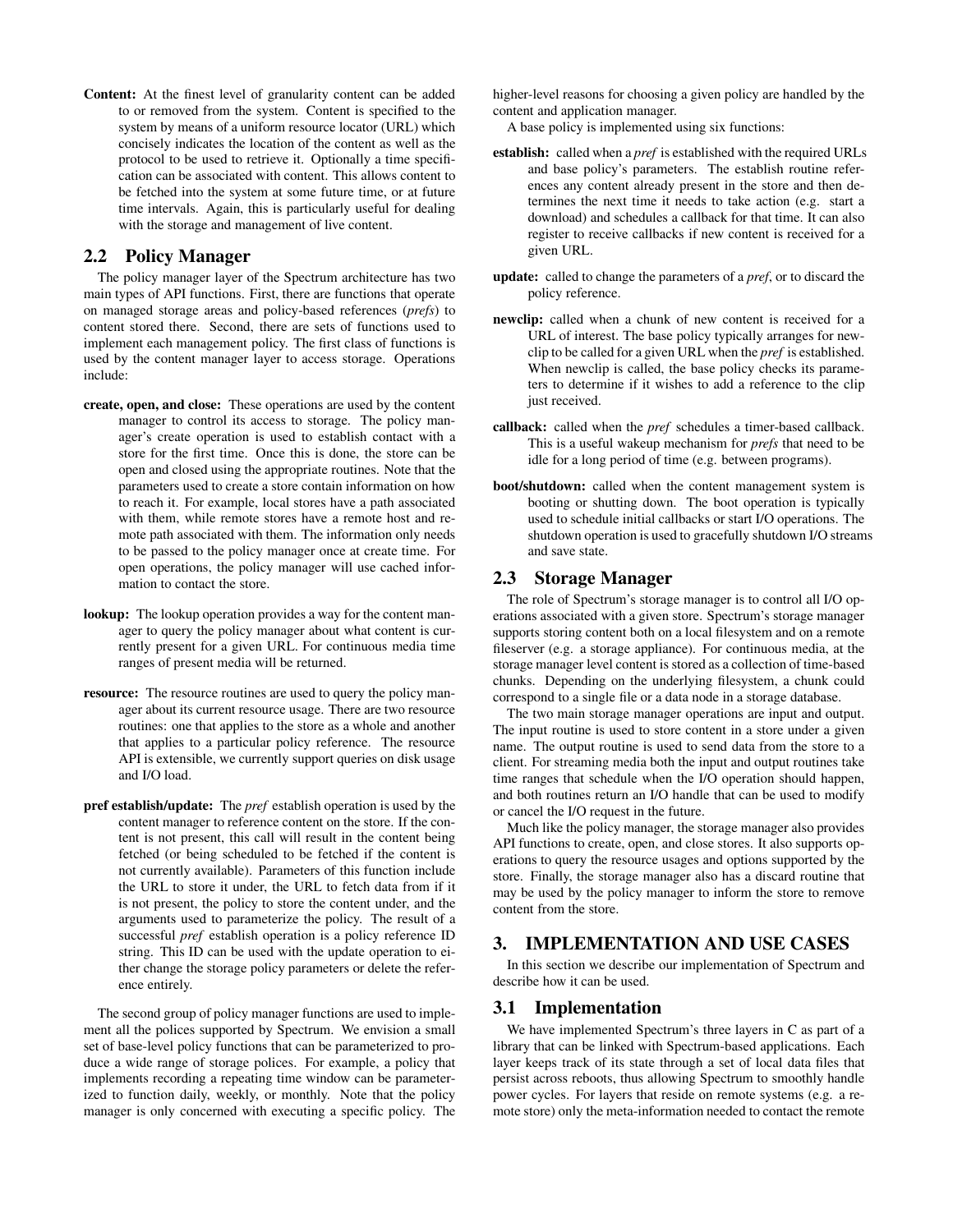**Content:** At the finest level of granularity content can be added to or removed from the system. Content is specified to the system by means of a uniform resource locator (URL) which concisely indicates the location of the content as well as the protocol to be used to retrieve it. Optionally a time specification can be associated with content. This allows content to be fetched into the system at some future time, or at future time intervals. Again, this is particularly useful for dealing with the storage and management of live content.

## 2.2 Policy Manager

The policy manager layer of the Spectrum architecture has two main types of API functions. First, there are functions that operate on managed storage areas and policy-based references (*prefs*) to content stored there. Second, there are sets of functions used to implement each management policy. The first class of functions is used by the content manager layer to access storage. Operations include:

**create, open, and close:** These operations are used by the content manager to control its access to storage. The policy manager's create operation is used to establish contact with a store for the first time. Once this is done, the store can be open and closed using the appropriate routines. Note that the parameters used to create a store contain information on how to reach it. For example, local stores have a path associated with them, while remote stores have a remote host and remote path associated with them. The information only needs to be passed to the policy manager once at create time. For open operations, the policy manager will use cached information to contact the store.

**lookup:** The lookup operation provides a way for the content manager to query the policy manager about what content is currently present for a given URL. For continuous media time ranges of present media will be returned.

**resource:** The resource routines are used to query the policy manager about its current resource usage. There are two resource routines: one that applies to the store as a whole and another that applies to a particular policy reference. The resource API is extensible, we currently support queries on disk usage and I/O load.

**pref establish/update:** The *pref* establish operation is used by the content manager to reference content on the store. If the content is not present, this call will result in the content being fetched (or being scheduled to be fetched if the content is not currently available). Parameters of this function include the URL to store it under, the URL to fetch data from if it is not present, the policy to store the content under, and the arguments used to parameterize the policy. The result of a successful *pref* establish operation is a policy reference ID string. This ID can be used with the update operation to either change the storage policy parameters or delete the reference entirely.

The second group of policy manager functions are used to implement all the polices supported by Spectrum. We envision a small set of base-level policy functions that can be parameterized to produce a wide range of storage polices. For example, a policy that implements recording a repeating time window can be parameterized to function daily, weekly, or monthly. Note that the policy manager is only concerned with executing a specific policy. The higher-level reasons for choosing a given policy are handled by the content and application manager.

A base policy is implemented using six functions:

**establish:** called when a *pref* is established with the required URLs and base policy's parameters. The establish routine references any content already present in the store and then determines the next time it needs to take action (e.g. start a download) and schedules a callback for that time. It can also register to receive callbacks if new content is received for a given URL.

**update:** called to change the parameters of a *pref*, or to discard the policy reference.

**newclip:** called when a chunk of new content is received for a URL of interest. The base policy typically arranges for newclip to be called for a given URL when the *pref* is established. When newclip is called, the base policy checks its parameters to determine if it wishes to add a reference to the clip just received.

**callback:** called when the *pref* schedules a timer-based callback. This is a useful wakeup mechanism for *prefs* that need to be idle for a long period of time (e.g. between programs).

**boot/shutdown:** called when the content management system is booting or shutting down. The boot operation is typically used to schedule initial callbacks or start I/O operations. The shutdown operation is used to gracefully shutdown I/O streams and save state.

## 2.3 Storage Manager

The role of Spectrum's storage manager is to control all I/O operations associated with a given store. Spectrum's storage manager supports storing content both on a local filesystem and on a remote fileserver (e.g. a storage appliance). For continuous media, at the storage manager level content is stored as a collection of time-based chunks. Depending on the underlying filesystem, a chunk could correspond to a single file or a data node in a storage database.

The two main storage manager operations are input and output. The input routine is used to store content in a store under a given name. The output routine is used to send data from the store to a client. For streaming media both the input and output routines take time ranges that schedule when the I/O operation should happen, and both routines return an I/O handle that can be used to modify or cancel the I/O request in the future.

Much like the policy manager, the storage manager also provides API functions to create, open, and close stores. It also supports operations to query the resource usages and options supported by the store. Finally, the storage manager also has a discard routine that may be used by the policy manager to inform the store to remove content from the store.

# 3. IMPLEMENTATION AND USE CASES

In this section we describe our implementation of Spectrum and describe how it can be used.

## 3.1 Implementation

We have implemented Spectrum's three layers in C as part of a library that can be linked with Spectrum-based applications. Each layer keeps track of its state through a set of local data files that persist across reboots, thus allowing Spectrum to smoothly handle power cycles. For layers that reside on remote systems (e.g. a remote store) only the meta-information needed to contact the remote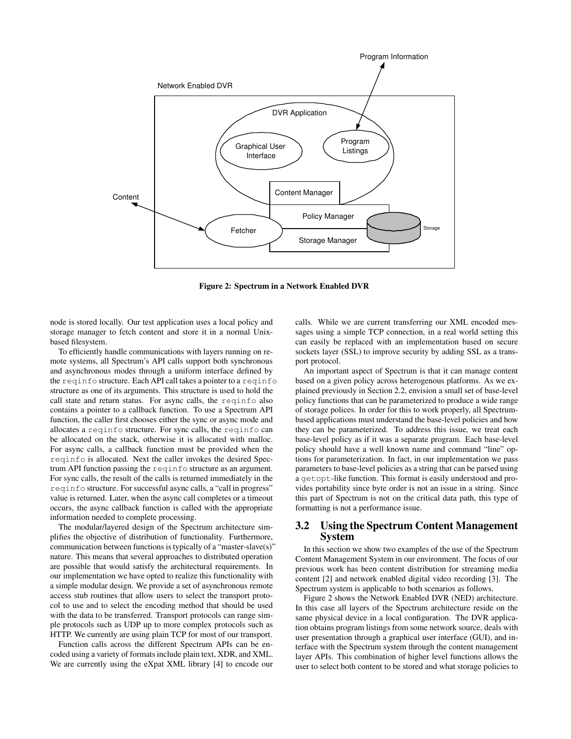Figure 2: Spectrum in a Network Enabled DVR

node is stored locally. Our test application uses a local policy and storage manager to fetch content and store it in a normal Unix-based filesystem.

To efficiently handle communications with layers running on remote systems, all Spectrum's API calls support both synchronous and asynchronous modes through a uniform interface defined by the `reqinfo` structure. Each API call takes a pointer to a `reqinfo` structure as one of its arguments. This structure is used to hold the call state and return status. For async calls, the `reqinfo` also contains a pointer to a callback function. To use a Spectrum API function, the caller first chooses either the sync or async mode and allocates a `reqinfo` structure. For sync calls, the `reqinfo` can be allocated on the stack, otherwise it is allocated with malloc. For async calls, a callback function must be provided when the `reqinfo` is allocated. Next the caller invokes the desired Spectrum API function passing the `reqinfo` structure as an argument. For sync calls, the result of the calls is returned immediately in the `reqinfo` structure. For successful async calls, a "call in progress" value is returned. Later, when the async call completes or a timeout occurs, the async callback function is called with the appropriate information needed to complete processing.

The modular/layered design of the Spectrum architecture simplifies the objective of distribution of functionality. Furthermore, communication between functions is typically of a "master-slave(s)" nature. This means that several approaches to distributed operation are possible that would satisfy the architectural requirements. In our implementation we have opted to realize this functionality with a simple modular design. We provide a set of asynchronous remote access stub routines that allow users to select the transport protocol to use and to select the encoding method that should be used with the data to be transferred. Transport protocols can range simple protocols such as UDP up to more complex protocols such as HTTP. We currently are using plain TCP for most of our transport.

Function calls across the different Spectrum APIs can be encoded using a variety of formats include plain text, XDR, and XML. We are currently using the eXpat XML library [4] to encode our calls. While we are current transferring our XML encoded messages using a simple TCP connection, in a real world setting this can easily be replaced with an implementation based on secure sockets layer (SSL) to improve security by adding SSL as a transport protocol.

An important aspect of Spectrum is that it can manage content based on a given policy across heterogenous platforms. As we explained previously in Section 2.2, envision a small set of base-level policy functions that can be parameterized to produce a wide range of storage polices. In order for this to work properly, all Spectrum-based applications must understand the base-level policies and how they can be parameterized. To address this issue, we treat each base-level policy as if it was a separate program. Each base-level policy should have a well known name and command "line" options for parameterization. In fact, in our implementation we pass parameters to base-level policies as a string that can be parsed using a `getopt`-like function. This format is easily understood and provides portability since byte order is not an issue in a string. Since this part of Spectrum is not on the critical data path, this type of formatting is not a performance issue.

## 3.2 Using the Spectrum Content Management System

In this section we show two examples of the use of the Spectrum Content Management System in our environment. The focus of our previous work has been content distribution for streaming media content [2] and network enabled digital video recording [3]. The Spectrum system is applicable to both scenarios as follows.

Figure 2 shows the Network Enabled DVR (NED) architecture. In this case all layers of the Spectrum architecture reside on the same physical device in a local configuration. The DVR application obtains program listings from some network source, deals with user presentation through a graphical user interface (GUI), and interface with the Spectrum system through the content management layer APIs. This combination of higher level functions allows the user to select both content to be stored and what storage policies to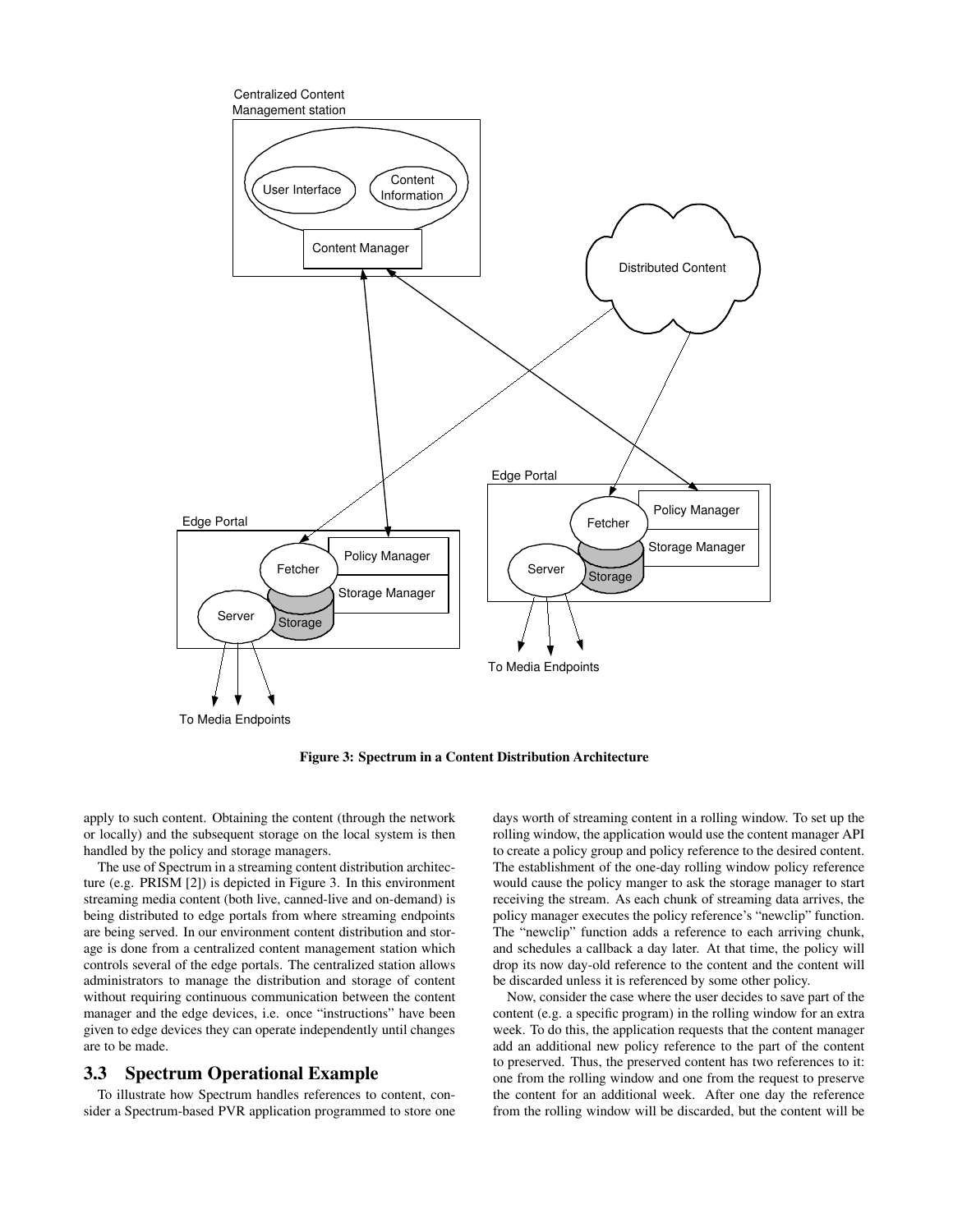Figure 3: Spectrum in a Content Distribution Architecture

apply to such content. Obtaining the content (through the network or locally) and the subsequent storage on the local system is then handled by the policy and storage managers.

The use of Spectrum in a streaming content distribution architecture (e.g. PRISM [2]) is depicted in Figure 3. In this environment streaming media content (both live, canned-live and on-demand) is being distributed to edge portals from where streaming endpoints are being served. In our environment content distribution and storage is done from a centralized content management station which controls several of the edge portals. The centralized station allows administrators to manage the distribution and storage of content without requiring continuous communication between the content manager and the edge devices, i.e. once "instructions" have been given to edge devices they can operate independently until changes are to be made.

## 3.3 Spectrum Operational Example

To illustrate how Spectrum handles references to content, consider a Spectrum-based PVR application programmed to store one days worth of streaming content in a rolling window. To set up the rolling window, the application would use the content manager API to create a policy group and policy reference to the desired content. The establishment of the one-day rolling window policy reference would cause the policy manger to ask the storage manager to start receiving the stream. As each chunk of streaming data arrives, the policy manager executes the policy reference's "newclip" function. The "newclip" function adds a reference to each arriving chunk, and schedules a callback a day later. At that time, the policy will drop its now day-old reference to the content and the content will be discarded unless it is referenced by some other policy.

Now, consider the case where the user decides to save part of the content (e.g. a specific program) in the rolling window for an extra week. To do this, the application requests that the content manager add an additional new policy reference to the part of the content to preserved. Thus, the preserved content has two references to it: one from the rolling window and one from the request to preserve the content for an additional week. After one day the reference from the rolling window will be discarded, but the content will be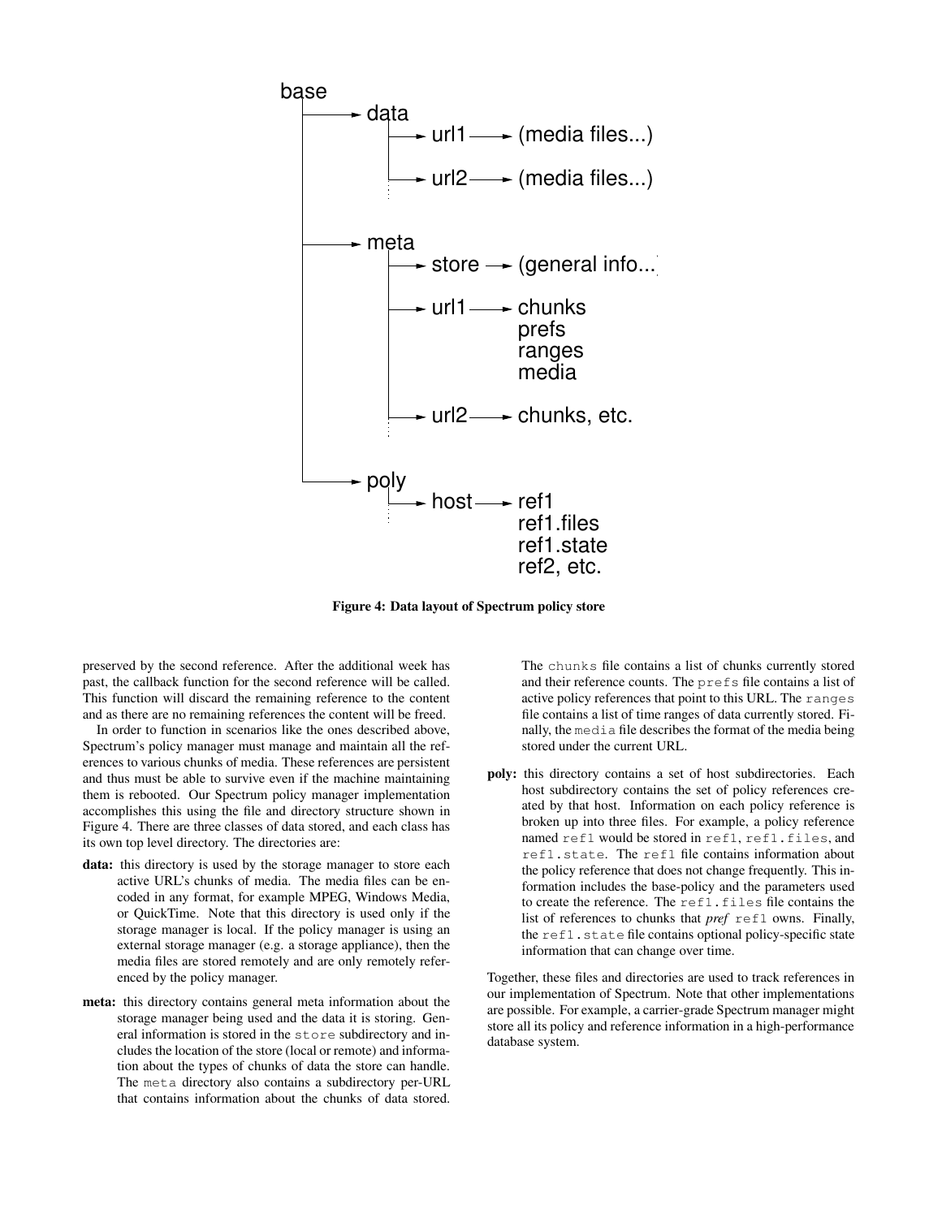```
base
 ├──→ data
 │     ├──→ url1 ──→ (media files...)
 │     ├──→ url2 ──→ (media files...)
 │     ⋮
 ├──→ meta
 │     ├──→ store ──→ (general info...)
 │     ├──→ url1 ──→ chunks
 │     │              prefs
 │     │              ranges
 │     │              media
 │     ├──→ url2 ──→ chunks, etc.
 │     ⋮
 └──→ poly
       ├──→ host ──→ ref1
       ⋮              ref1.files
                      ref1.state
                      ref2, etc.
```

**Figure 4: Data layout of Spectrum policy store**

preserved by the second reference. After the additional week has past, the callback function for the second reference will be called. This function will discard the remaining reference to the content and as there are no remaining references the content will be freed.

In order to function in scenarios like the ones described above, Spectrum's policy manager must manage and maintain all the references to various chunks of media. These references are persistent and thus must be able to survive even if the machine maintaining them is rebooted. Our Spectrum policy manager implementation accomplishes this using the file and directory structure shown in Figure 4. There are three classes of data stored, and each class has its own top level directory. The directories are:

**data:** this directory is used by the storage manager to store each active URL's chunks of media. The media files can be encoded in any format, for example MPEG, Windows Media, or QuickTime. Note that this directory is used only if the storage manager is local. If the policy manager is using an external storage manager (e.g. a storage appliance), then the media files are stored remotely and are only remotely referenced by the policy manager.

**meta:** this directory contains general meta information about the storage manager being used and the data it is storing. General information is stored in the `store` subdirectory and includes the location of the store (local or remote) and information about the types of chunks of data the store can handle. The `meta` directory also contains a subdirectory per-URL that contains information about the chunks of data stored. The `chunks` file contains a list of chunks currently stored and their reference counts. The `prefs` file contains a list of active policy references that point to this URL. The `ranges` file contains a list of time ranges of data currently stored. Finally, the `media` file describes the format of the media being stored under the current URL.

**poly:** this directory contains a set of host subdirectories. Each host subdirectory contains the set of policy references created by that host. Information on each policy reference is broken up into three files. For example, a policy reference named `ref1` would be stored in `ref1`, `ref1.files`, and `ref1.state`. The `ref1` file contains information about the policy reference that does not change frequently. This information includes the base-policy and the parameters used to create the reference. The `ref1.files` file contains the list of references to chunks that *pref* `ref1` owns. Finally, the `ref1.state` file contains optional policy-specific state information that can change over time.

Together, these files and directories are used to track references in our implementation of Spectrum. Note that other implementations are possible. For example, a carrier-grade Spectrum manager might store all its policy and reference information in a high-performance database system.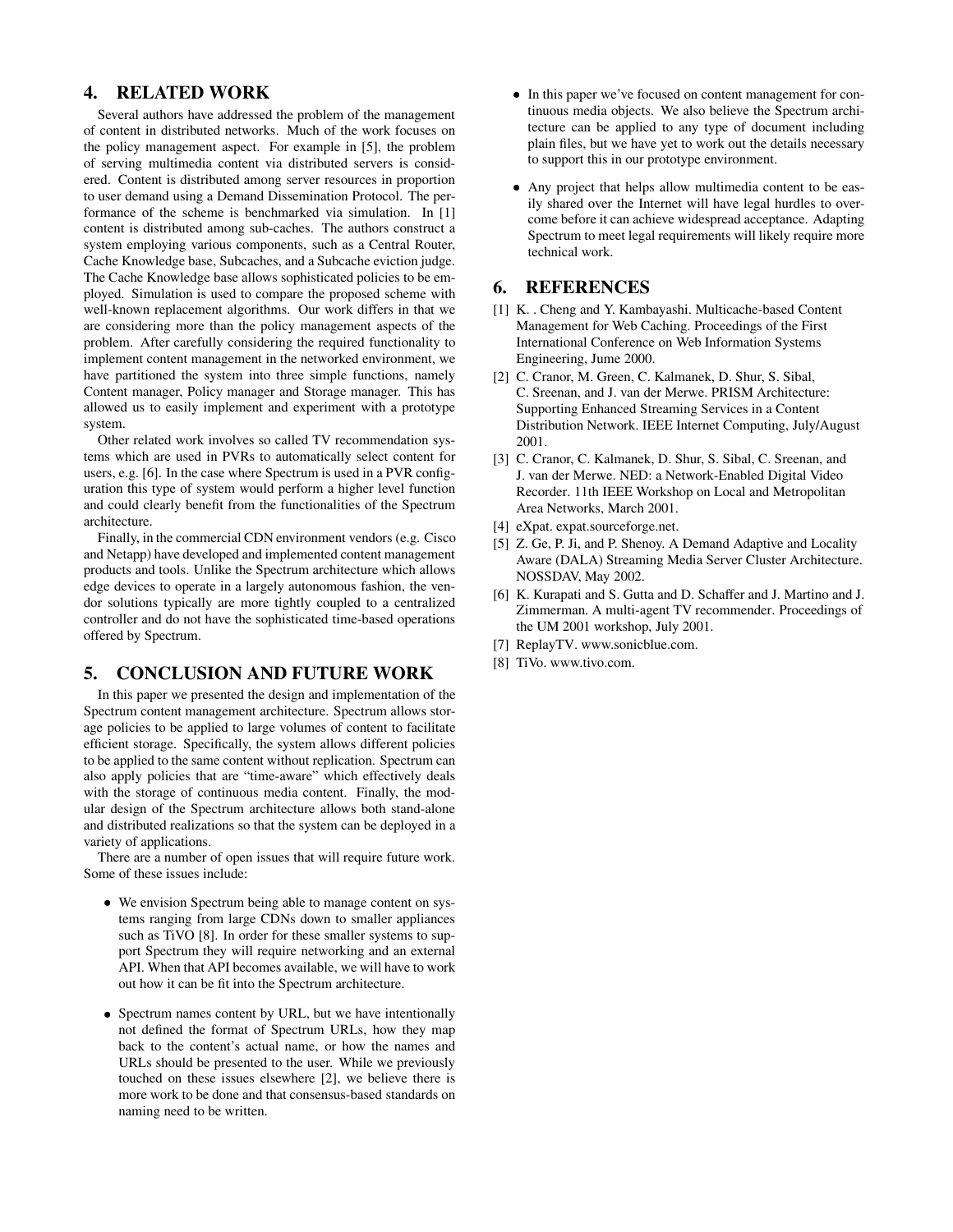## 4. RELATED WORK

Several authors have addressed the problem of the management of content in distributed networks. Much of the work focuses on the policy management aspect. For example in [5], the problem of serving multimedia content via distributed servers is considered. Content is distributed among server resources in proportion to user demand using a Demand Dissemination Protocol. The performance of the scheme is benchmarked via simulation. In [1] content is distributed among sub-caches. The authors construct a system employing various components, such as a Central Router, Cache Knowledge base, Subcaches, and a Subcache eviction judge. The Cache Knowledge base allows sophisticated policies to be employed. Simulation is used to compare the proposed scheme with well-known replacement algorithms. Our work differs in that we are considering more than the policy management aspects of the problem. After carefully considering the required functionality to implement content management in the networked environment, we have partitioned the system into three simple functions, namely Content manager, Policy manager and Storage manager. This has allowed us to easily implement and experiment with a prototype system.

Other related work involves so called TV recommendation systems which are used in PVRs to automatically select content for users, e.g. [6]. In the case where Spectrum is used in a PVR configuration this type of system would perform a higher level function and could clearly benefit from the functionalities of the Spectrum architecture.

Finally, in the commercial CDN environment vendors (e.g. Cisco and Netapp) have developed and implemented content management products and tools. Unlike the Spectrum architecture which allows edge devices to operate in a largely autonomous fashion, the vendor solutions typically are more tightly coupled to a centralized controller and do not have the sophisticated time-based operations offered by Spectrum.

## 5. CONCLUSION AND FUTURE WORK

In this paper we presented the design and implementation of the Spectrum content management architecture. Spectrum allows storage policies to be applied to large volumes of content to facilitate efficient storage. Specifically, the system allows different policies to be applied to the same content without replication. Spectrum can also apply policies that are "time-aware" which effectively deals with the storage of continuous media content. Finally, the modular design of the Spectrum architecture allows both stand-alone and distributed realizations so that the system can be deployed in a variety of applications.

There are a number of open issues that will require future work. Some of these issues include:

- We envision Spectrum being able to manage content on systems ranging from large CDNs down to smaller appliances such as TiVO [8]. In order for these smaller systems to support Spectrum they will require networking and an external API. When that API becomes available, we will have to work out how it can be fit into the Spectrum architecture.
- Spectrum names content by URL, but we have intentionally not defined the format of Spectrum URLs, how they map back to the content's actual name, or how the names and URLs should be presented to the user. While we previously touched on these issues elsewhere [2], we believe there is more work to be done and that consensus-based standards on naming need to be written.
- In this paper we've focused on content management for continuous media objects. We also believe the Spectrum architecture can be applied to any type of document including plain files, but we have yet to work out the details necessary to support this in our prototype environment.
- Any project that helps allow multimedia content to be easily shared over the Internet will have legal hurdles to overcome before it can achieve widespread acceptance. Adapting Spectrum to meet legal requirements will likely require more technical work.

## 6. REFERENCES

[1] K. . Cheng and Y. Kambayashi. Multicache-based Content Management for Web Caching. Proceedings of the First International Conference on Web Information Systems Engineering, Jume 2000.

[2] C. Cranor, M. Green, C. Kalmanek, D. Shur, S. Sibal, C. Sreenan, and J. van der Merwe. PRISM Architecture: Supporting Enhanced Streaming Services in a Content Distribution Network. IEEE Internet Computing, July/August 2001.

[3] C. Cranor, C. Kalmanek, D. Shur, S. Sibal, C. Sreenan, and J. van der Merwe. NED: a Network-Enabled Digital Video Recorder. 11th IEEE Workshop on Local and Metropolitan Area Networks, March 2001.

[4] eXpat. expat.sourceforge.net.

[5] Z. Ge, P. Ji, and P. Shenoy. A Demand Adaptive and Locality Aware (DALA) Streaming Media Server Cluster Architecture. NOSSDAV, May 2002.

[6] K. Kurapati and S. Gutta and D. Schaffer and J. Martino and J. Zimmerman. A multi-agent TV recommender. Proceedings of the UM 2001 workshop, July 2001.

[7] ReplayTV. www.sonicblue.com.

[8] TiVo. www.tivo.com.